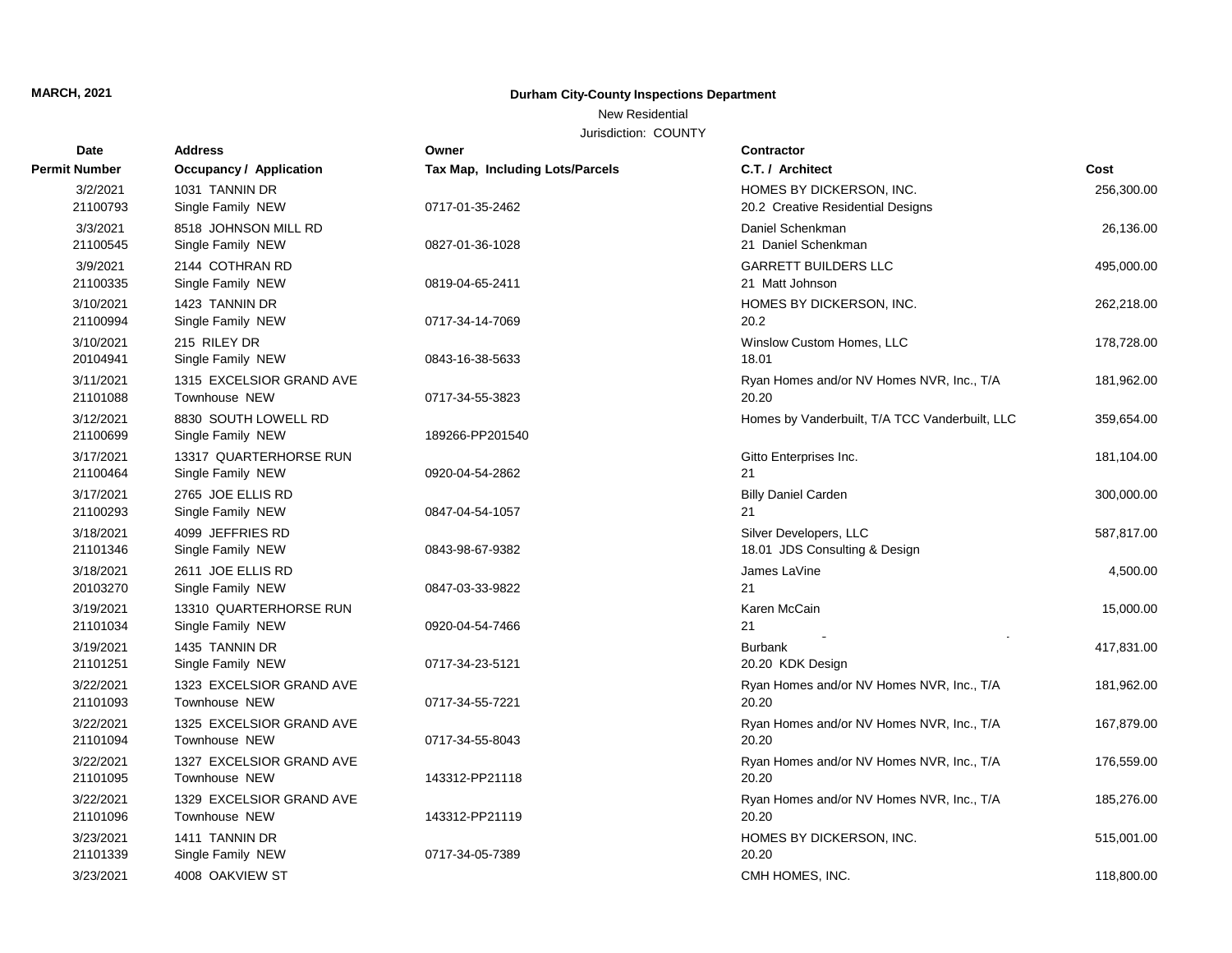**MARCH, 2021**

# Durham City-County Inspections Department

New Residential

Jurisdiction: COUNTY

| Date<br>Permit Number | Address<br>Occupancy / Application | Owner<br>Tax Map, Including Lots/Parcels | Contractor<br>C.T. / Architect | Cost |
|---|---|---|---|---|
| 3/2/2021<br>21100793 | 1031 TANNIN DR<br>Single Family NEW | 0717-01-35-2462 | HOMES BY DICKERSON, INC.<br>20.2 Creative Residential Designs | 256,300.00 |
| 3/3/2021<br>21100545 | 8518 JOHNSON MILL RD<br>Single Family NEW | 0827-01-36-1028 | Daniel Schenkman<br>21 Daniel Schenkman | 26,136.00 |
| 3/9/2021<br>21100335 | 2144 COTHRAN RD<br>Single Family NEW | 0819-04-65-2411 | GARRETT BUILDERS LLC<br>21 Matt Johnson | 495,000.00 |
| 3/10/2021<br>21100994 | 1423 TANNIN DR<br>Single Family NEW | 0717-34-14-7069 | HOMES BY DICKERSON, INC.<br>20.2 | 262,218.00 |
| 3/10/2021<br>20104941 | 215 RILEY DR<br>Single Family NEW | 0843-16-38-5633 | Winslow Custom Homes, LLC<br>18.01 | 178,728.00 |
| 3/11/2021<br>21101088 | 1315 EXCELSIOR GRAND AVE<br>Townhouse NEW | 0717-34-55-3823 | Ryan Homes and/or NV Homes NVR, Inc., T/A<br>20.20 | 181,962.00 |
| 3/12/2021<br>21100699 | 8830 SOUTH LOWELL RD<br>Single Family NEW | 189266-PP201540 | Homes by Vanderbuilt, T/A TCC Vanderbuilt, LLC | 359,654.00 |
| 3/17/2021<br>21100464 | 13317 QUARTERHORSE RUN<br>Single Family NEW | 0920-04-54-2862 | Gitto Enterprises Inc.<br>21 | 181,104.00 |
| 3/17/2021<br>21100293 | 2765 JOE ELLIS RD<br>Single Family NEW | 0847-04-54-1057 | Billy Daniel Carden<br>21 | 300,000.00 |
| 3/18/2021<br>21101346 | 4099 JEFFRIES RD<br>Single Family NEW | 0843-98-67-9382 | Silver Developers, LLC<br>18.01 JDS Consulting & Design | 587,817.00 |
| 3/18/2021<br>20103270 | 2611 JOE ELLIS RD<br>Single Family NEW | 0847-03-33-9822 | James LaVine<br>21 | 4,500.00 |
| 3/19/2021<br>21101034 | 13310 QUARTERHORSE RUN<br>Single Family NEW | 0920-04-54-7466 | Karen McCain<br>21 | 15,000.00 |
| 3/19/2021<br>21101251 | 1435 TANNIN DR<br>Single Family NEW | 0717-34-23-5121 | Burbank<br>20.20 KDK Design | 417,831.00 |
| 3/22/2021<br>21101093 | 1323 EXCELSIOR GRAND AVE<br>Townhouse NEW | 0717-34-55-7221 | Ryan Homes and/or NV Homes NVR, Inc., T/A<br>20.20 | 181,962.00 |
| 3/22/2021<br>21101094 | 1325 EXCELSIOR GRAND AVE<br>Townhouse NEW | 0717-34-55-8043 | Ryan Homes and/or NV Homes NVR, Inc., T/A<br>20.20 | 167,879.00 |
| 3/22/2021<br>21101095 | 1327 EXCELSIOR GRAND AVE<br>Townhouse NEW | 143312-PP21118 | Ryan Homes and/or NV Homes NVR, Inc., T/A<br>20.20 | 176,559.00 |
| 3/22/2021<br>21101096 | 1329 EXCELSIOR GRAND AVE<br>Townhouse NEW | 143312-PP21119 | Ryan Homes and/or NV Homes NVR, Inc., T/A<br>20.20 | 185,276.00 |
| 3/23/2021<br>21101339 | 1411 TANNIN DR<br>Single Family NEW | 0717-34-05-7389 | HOMES BY DICKERSON, INC.<br>20.20 | 515,001.00 |
| 3/23/2021 | 4008 OAKVIEW ST | | CMH HOMES, INC. | 118,800.00 |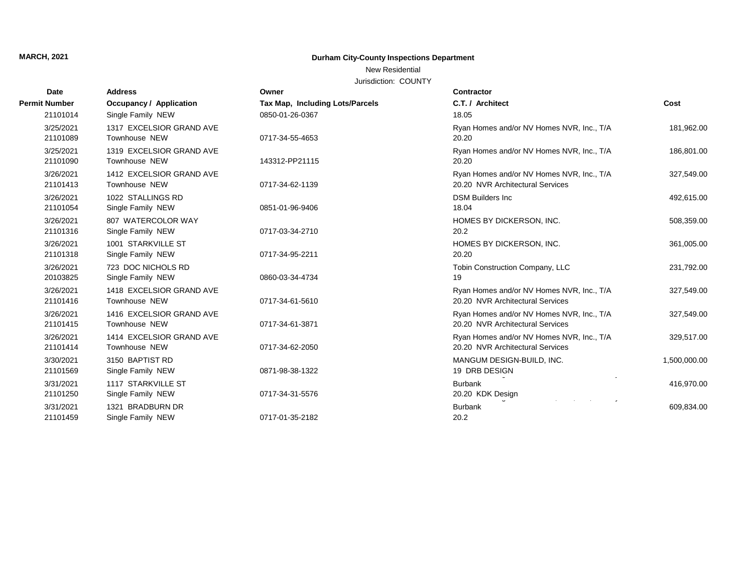**MARCH, 2021**

**Durham City-County Inspections Department**

New Residential

Jurisdiction: COUNTY

| Date / Permit Number | Address / Occupancy / Application | Owner / Tax Map, Including Lots/Parcels | Contractor / C.T. / Architect | Cost |
|---|---|---|---|---|
| 21101014 | Single Family NEW | 0850-01-26-0367 | 18.05 | |
| 3/25/2021 21101089 | 1317 EXCELSIOR GRAND AVE Townhouse NEW | 0717-34-55-4653 | Ryan Homes and/or NV Homes NVR, Inc., T/A 20.20 | 181,962.00 |
| 3/25/2021 21101090 | 1319 EXCELSIOR GRAND AVE Townhouse NEW | 143312-PP21115 | Ryan Homes and/or NV Homes NVR, Inc., T/A 20.20 | 186,801.00 |
| 3/26/2021 21101413 | 1412 EXCELSIOR GRAND AVE Townhouse NEW | 0717-34-62-1139 | Ryan Homes and/or NV Homes NVR, Inc., T/A 20.20 NVR Architectural Services | 327,549.00 |
| 3/26/2021 21101054 | 1022 STALLINGS RD Single Family NEW | 0851-01-96-9406 | DSM Builders Inc 18.04 | 492,615.00 |
| 3/26/2021 21101316 | 807 WATERCOLOR WAY Single Family NEW | 0717-03-34-2710 | HOMES BY DICKERSON, INC. 20.2 | 508,359.00 |
| 3/26/2021 21101318 | 1001 STARKVILLE ST Single Family NEW | 0717-34-95-2211 | HOMES BY DICKERSON, INC. 20.20 | 361,005.00 |
| 3/26/2021 20103825 | 723 DOC NICHOLS RD Single Family NEW | 0860-03-34-4734 | Tobin Construction Company, LLC 19 | 231,792.00 |
| 3/26/2021 21101416 | 1418 EXCELSIOR GRAND AVE Townhouse NEW | 0717-34-61-5610 | Ryan Homes and/or NV Homes NVR, Inc., T/A 20.20 NVR Architectural Services | 327,549.00 |
| 3/26/2021 21101415 | 1416 EXCELSIOR GRAND AVE Townhouse NEW | 0717-34-61-3871 | Ryan Homes and/or NV Homes NVR, Inc., T/A 20.20 NVR Architectural Services | 327,549.00 |
| 3/26/2021 21101414 | 1414 EXCELSIOR GRAND AVE Townhouse NEW | 0717-34-62-2050 | Ryan Homes and/or NV Homes NVR, Inc., T/A 20.20 NVR Architectural Services | 329,517.00 |
| 3/30/2021 21101569 | 3150 BAPTIST RD Single Family NEW | 0871-98-38-1322 | MANGUM DESIGN-BUILD, INC. 19 DRB DESIGN | 1,500,000.00 |
| 3/31/2021 21101250 | 1117 STARKVILLE ST Single Family NEW | 0717-34-31-5576 | Burbank 20.20 KDK Design | 416,970.00 |
| 3/31/2021 21101459 | 1321 BRADBURN DR Single Family NEW | 0717-01-35-2182 | Burbank 20.2 | 609,834.00 |